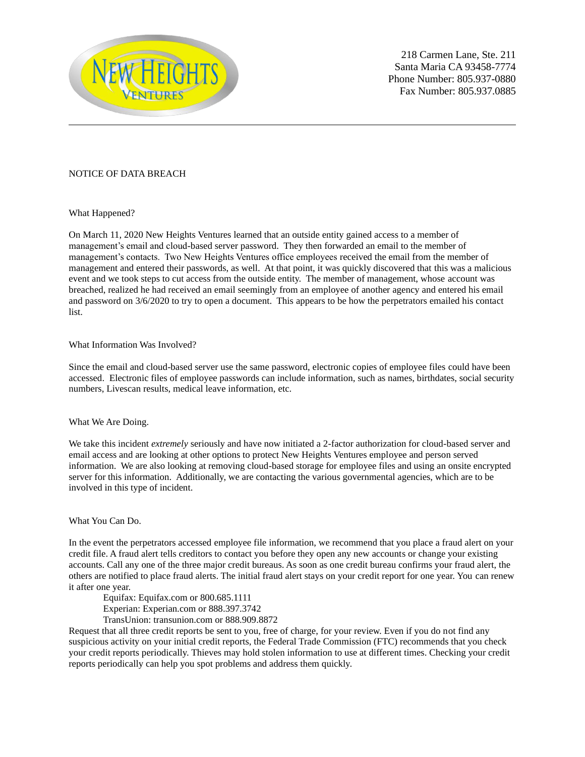NEW HEIGHTS VENTURES

218 Carmen Lane, Ste. 211
Santa Maria CA 93458-7774
Phone Number: 805.937-0880
Fax Number: 805.937.0885

---

NOTICE OF DATA BREACH

What Happened?

On March 11, 2020 New Heights Ventures learned that an outside entity gained access to a member of management's email and cloud-based server password. They then forwarded an email to the member of management's contacts. Two New Heights Ventures office employees received the email from the member of management and entered their passwords, as well. At that point, it was quickly discovered that this was a malicious event and we took steps to cut access from the outside entity. The member of management, whose account was breached, realized he had received an email seemingly from an employee of another agency and entered his email and password on 3/6/2020 to try to open a document. This appears to be how the perpetrators emailed his contact list.

What Information Was Involved?

Since the email and cloud-based server use the same password, electronic copies of employee files could have been accessed. Electronic files of employee passwords can include information, such as names, birthdates, social security numbers, Livescan results, medical leave information, etc.

What We Are Doing.

We take this incident *extremely* seriously and have now initiated a 2-factor authorization for cloud-based server and email access and are looking at other options to protect New Heights Ventures employee and person served information. We are also looking at removing cloud-based storage for employee files and using an onsite encrypted server for this information. Additionally, we are contacting the various governmental agencies, which are to be involved in this type of incident.

What You Can Do.

In the event the perpetrators accessed employee file information, we recommend that you place a fraud alert on your credit file. A fraud alert tells creditors to contact you before they open any new accounts or change your existing accounts. Call any one of the three major credit bureaus. As soon as one credit bureau confirms your fraud alert, the others are notified to place fraud alerts. The initial fraud alert stays on your credit report for one year. You can renew it after one year.

Equifax: Equifax.com or 800.685.1111
Experian: Experian.com or 888.397.3742
TransUnion: transunion.com or 888.909.8872

Request that all three credit reports be sent to you, free of charge, for your review. Even if you do not find any suspicious activity on your initial credit reports, the Federal Trade Commission (FTC) recommends that you check your credit reports periodically. Thieves may hold stolen information to use at different times. Checking your credit reports periodically can help you spot problems and address them quickly.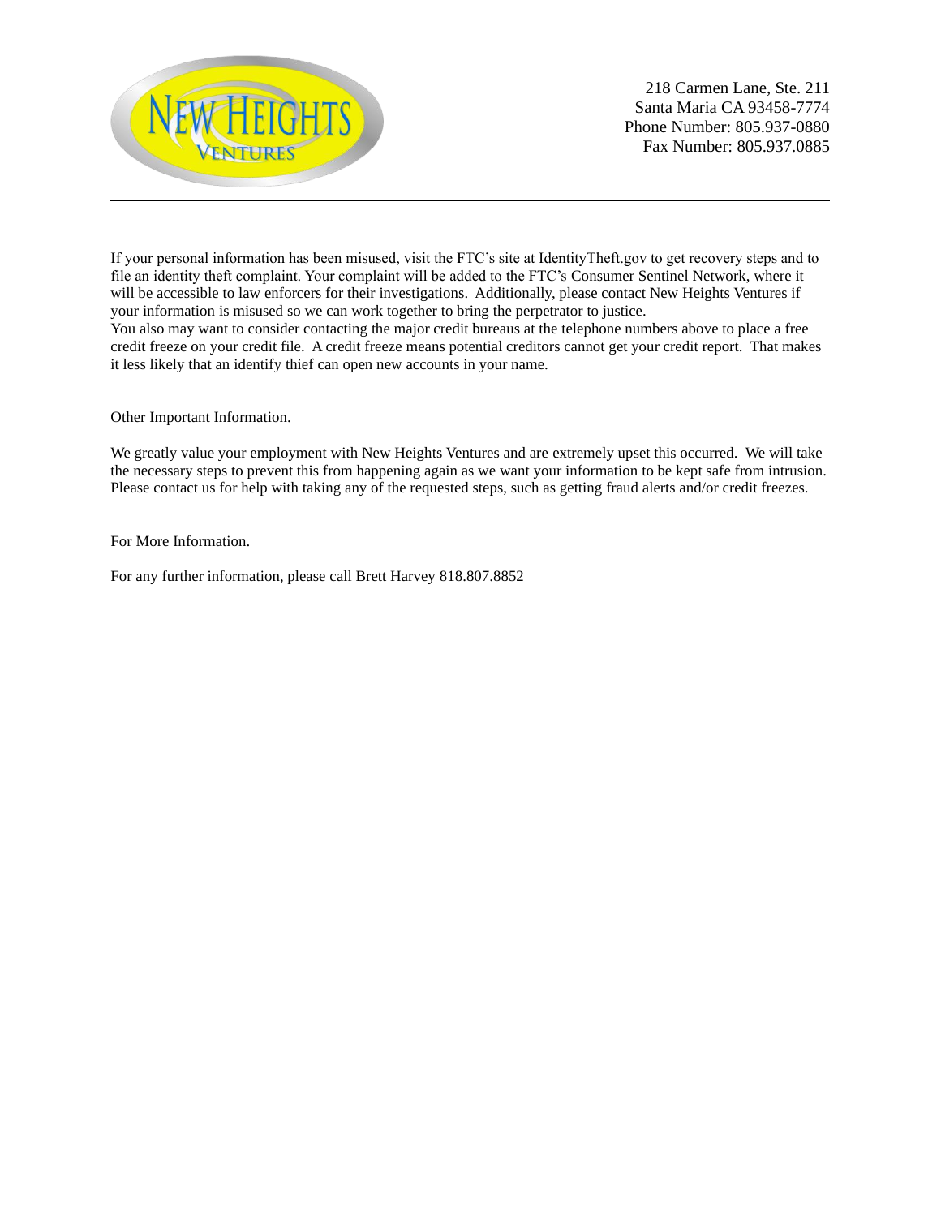218 Carmen Lane, Ste. 211
Santa Maria CA 93458-7774
Phone Number: 805.937-0880
Fax Number: 805.937.0885

---

If your personal information has been misused, visit the FTC's site at IdentityTheft.gov to get recovery steps and to file an identity theft complaint. Your complaint will be added to the FTC's Consumer Sentinel Network, where it will be accessible to law enforcers for their investigations. Additionally, please contact New Heights Ventures if your information is misused so we can work together to bring the perpetrator to justice.
You also may want to consider contacting the major credit bureaus at the telephone numbers above to place a free credit freeze on your credit file. A credit freeze means potential creditors cannot get your credit report. That makes it less likely that an identify thief can open new accounts in your name.

Other Important Information.

We greatly value your employment with New Heights Ventures and are extremely upset this occurred. We will take the necessary steps to prevent this from happening again as we want your information to be kept safe from intrusion. Please contact us for help with taking any of the requested steps, such as getting fraud alerts and/or credit freezes.

For More Information.

For any further information, please call Brett Harvey 818.807.8852